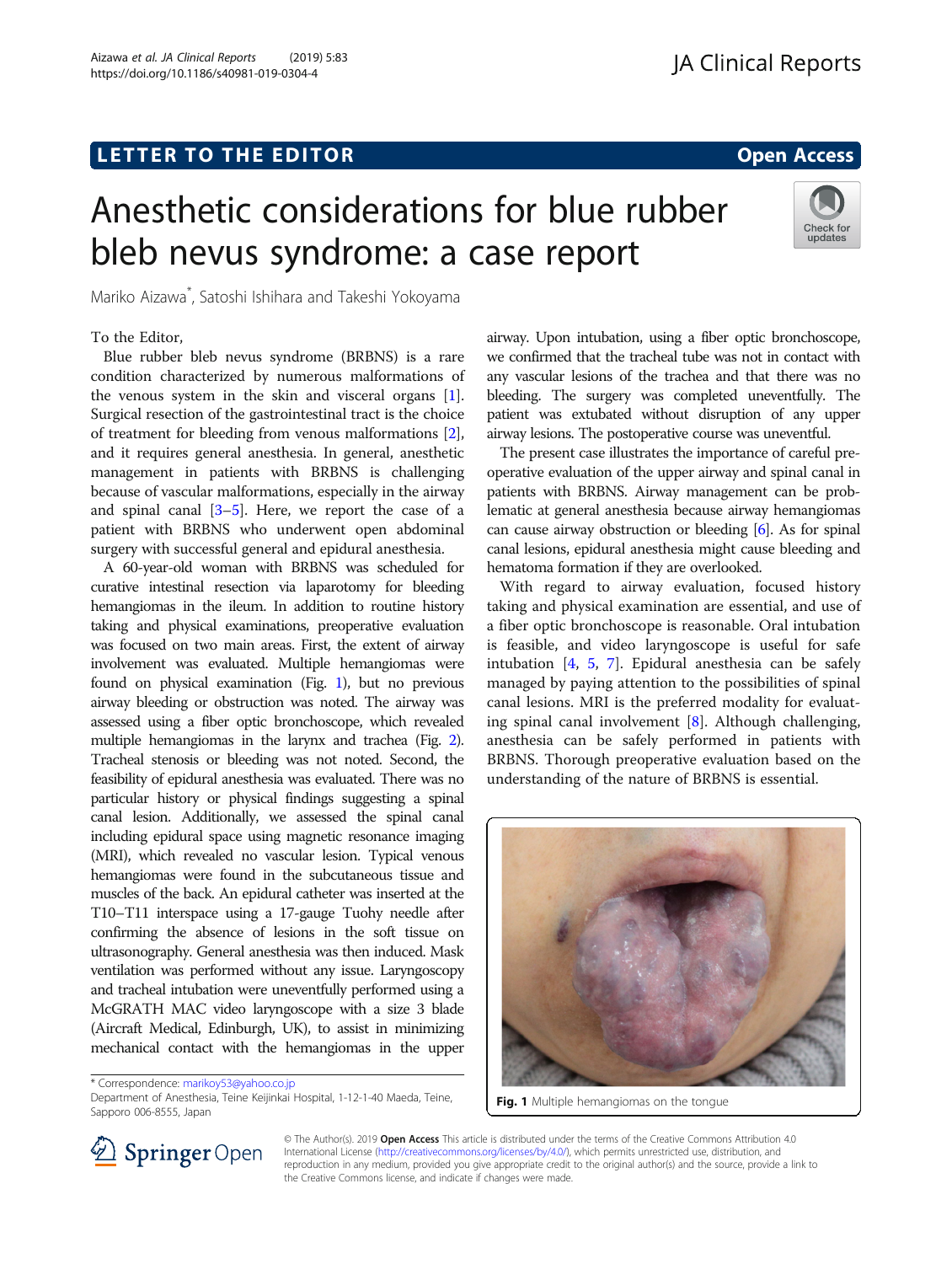LETTER TO THE EDITOR

Open Access

# Anesthetic considerations for blue rubber bleb nevus syndrome: a case report

Mariko Aizawa*, Satoshi Ishihara and Takeshi Yokoyama

To the Editor,

Blue rubber bleb nevus syndrome (BRBNS) is a rare condition characterized by numerous malformations of the venous system in the skin and visceral organs [1]. Surgical resection of the gastrointestinal tract is the choice of treatment for bleeding from venous malformations [2], and it requires general anesthesia. In general, anesthetic management in patients with BRBNS is challenging because of vascular malformations, especially in the airway and spinal canal [3–5]. Here, we report the case of a patient with BRBNS who underwent open abdominal surgery with successful general and epidural anesthesia.

A 60-year-old woman with BRBNS was scheduled for curative intestinal resection via laparotomy for bleeding hemangiomas in the ileum. In addition to routine history taking and physical examinations, preoperative evaluation was focused on two main areas. First, the extent of airway involvement was evaluated. Multiple hemangiomas were found on physical examination (Fig. 1), but no previous airway bleeding or obstruction was noted. The airway was assessed using a fiber optic bronchoscope, which revealed multiple hemangiomas in the larynx and trachea (Fig. 2). Tracheal stenosis or bleeding was not noted. Second, the feasibility of epidural anesthesia was evaluated. There was no particular history or physical findings suggesting a spinal canal lesion. Additionally, we assessed the spinal canal including epidural space using magnetic resonance imaging (MRI), which revealed no vascular lesion. Typical venous hemangiomas were found in the subcutaneous tissue and muscles of the back. An epidural catheter was inserted at the T10–T11 interspace using a 17-gauge Tuohy needle after confirming the absence of lesions in the soft tissue on ultrasonography. General anesthesia was then induced. Mask ventilation was performed without any issue. Laryngoscopy and tracheal intubation were uneventfully performed using a McGRATH MAC video laryngoscope with a size 3 blade (Aircraft Medical, Edinburgh, UK), to assist in minimizing mechanical contact with the hemangiomas in the upper airway. Upon intubation, using a fiber optic bronchoscope, we confirmed that the tracheal tube was not in contact with any vascular lesions of the trachea and that there was no bleeding. The surgery was completed uneventfully. The patient was extubated without disruption of any upper airway lesions. The postoperative course was uneventful.

The present case illustrates the importance of careful preoperative evaluation of the upper airway and spinal canal in patients with BRBNS. Airway management can be problematic at general anesthesia because airway hemangiomas can cause airway obstruction or bleeding [6]. As for spinal canal lesions, epidural anesthesia might cause bleeding and hematoma formation if they are overlooked.

With regard to airway evaluation, focused history taking and physical examination are essential, and use of a fiber optic bronchoscope is reasonable. Oral intubation is feasible, and video laryngoscope is useful for safe intubation [4, 5, 7]. Epidural anesthesia can be safely managed by paying attention to the possibilities of spinal canal lesions. MRI is the preferred modality for evaluating spinal canal involvement [8]. Although challenging, anesthesia can be safely performed in patients with BRBNS. Thorough preoperative evaluation based on the understanding of the nature of BRBNS is essential.

Fig. 1 Multiple hemangiomas on the tongue

* Correspondence: marikoy53@yahoo.co.jp
Department of Anesthesia, Teine Keijinkai Hospital, 1-12-1-40 Maeda, Teine, Sapporo 006-8555, Japan

© The Author(s). 2019 **Open Access** This article is distributed under the terms of the Creative Commons Attribution 4.0 International License (http://creativecommons.org/licenses/by/4.0/), which permits unrestricted use, distribution, and reproduction in any medium, provided you give appropriate credit to the original author(s) and the source, provide a link to the Creative Commons license, and indicate if changes were made.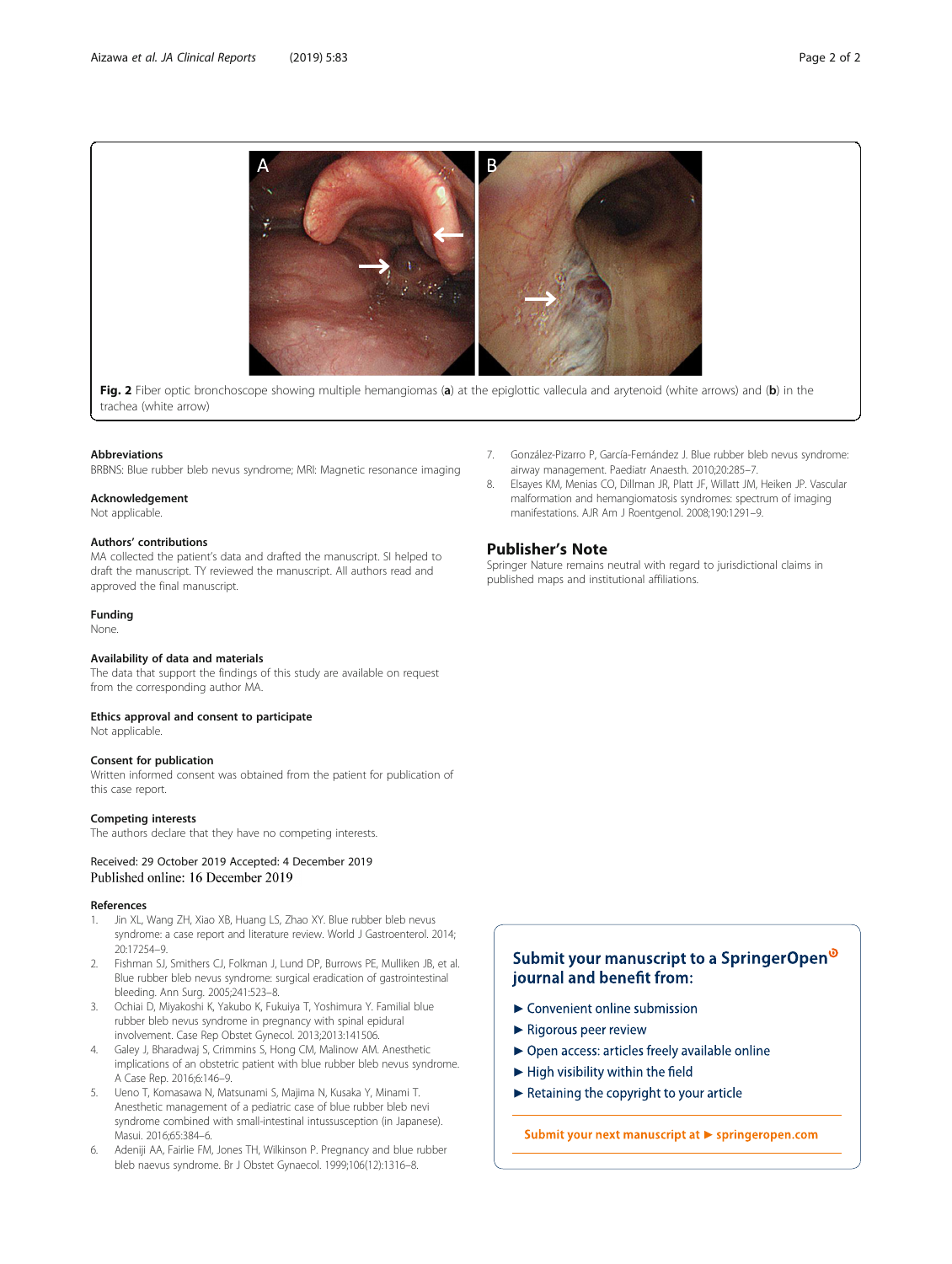**Fig. 2** Fiber optic bronchoscope showing multiple hemangiomas (**a**) at the epiglottic vallecula and arytenoid (white arrows) and (**b**) in the trachea (white arrow)

### Abbreviations
BRBNS: Blue rubber bleb nevus syndrome; MRI: Magnetic resonance imaging

### Acknowledgement
Not applicable.

### Authors' contributions
MA collected the patient's data and drafted the manuscript. SI helped to draft the manuscript. TY reviewed the manuscript. All authors read and approved the final manuscript.

### Funding
None.

### Availability of data and materials
The data that support the findings of this study are available on request from the corresponding author MA.

### Ethics approval and consent to participate
Not applicable.

### Consent for publication
Written informed consent was obtained from the patient for publication of this case report.

### Competing interests
The authors declare that they have no competing interests.

Received: 29 October 2019 Accepted: 4 December 2019
Published online: 16 December 2019

### References
1. Jin XL, Wang ZH, Xiao XB, Huang LS, Zhao XY. Blue rubber bleb nevus syndrome: a case report and literature review. World J Gastroenterol. 2014; 20:17254–9.
2. Fishman SJ, Smithers CJ, Folkman J, Lund DP, Burrows PE, Mulliken JB, et al. Blue rubber bleb nevus syndrome: surgical eradication of gastrointestinal bleeding. Ann Surg. 2005;241:523–8.
3. Ochiai D, Miyakoshi K, Yakubo K, Fukuiya T, Yoshimura Y. Familial blue rubber bleb nevus syndrome in pregnancy with spinal epidural involvement. Case Rep Obstet Gynecol. 2013;2013:141506.
4. Galey J, Bharadwaj S, Crimmins S, Hong CM, Malinow AM. Anesthetic implications of an obstetric patient with blue rubber bleb nevus syndrome. A Case Rep. 2016;6:146–9.
5. Ueno T, Komasawa N, Matsunami S, Majima N, Kusaka Y, Minami T. Anesthetic management of a pediatric case of blue rubber bleb nevi syndrome combined with small-intestinal intussusception (in Japanese). Masui. 2016;65:384–6.
6. Adeniji AA, Fairlie FM, Jones TH, Wilkinson P. Pregnancy and blue rubber bleb naevus syndrome. Br J Obstet Gynaecol. 1999;106(12):1316–8.
7. González-Pizarro P, García-Fernández J. Blue rubber bleb nevus syndrome: airway management. Paediatr Anaesth. 2010;20:285–7.
8. Elsayes KM, Menias CO, Dillman JR, Platt JF, Willatt JM, Heiken JP. Vascular malformation and hemangiomatosis syndromes: spectrum of imaging manifestations. AJR Am J Roentgenol. 2008;190:1291–9.

## Publisher's Note
Springer Nature remains neutral with regard to jurisdictional claims in published maps and institutional affiliations.

**Submit your manuscript to a SpringerOpen journal and benefit from:**

- ► Convenient online submission
- ► Rigorous peer review
- ► Open access: articles freely available online
- ► High visibility within the field
- ► Retaining the copyright to your article

Submit your next manuscript at ► springeropen.com